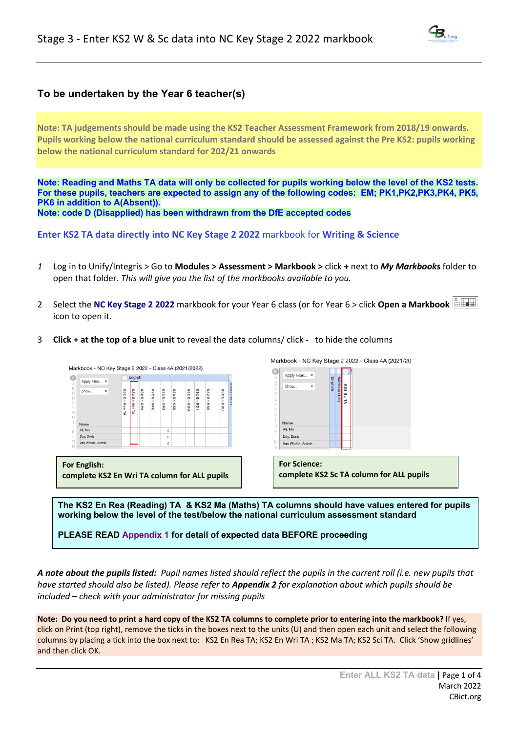# Stage 3 - Enter KS2 W & Sc data into NC Key Stage 2 2022 markbook

## To be undertaken by the Year 6 teacher(s)

**Note: TA judgements should be made using the KS2 Teacher Assessment Framework from 2018/19 onwards. Pupils working below the national curriculum standard should be assessed against the Pre KS2: pupils working below the national curriculum standard for 202/21 onwards**

**Note: Reading and Maths TA data will only be collected for pupils working below the level of the KS2 tests. For these pupils, teachers are expected to assign any of the following codes: EM; PK1,PK2,PK3,PK4, PK5, PK6 in addition to A(Absent)).**
**Note: code D (Disapplied) has been withdrawn from the DfE accepted codes**

**Enter KS2 TA data directly into NC Key Stage 2 2022** markbook for **Writing & Science**

1. Log in to Unify/Integris > Go to **Modules > Assessment > Markbook >** click **+** next to ***My Markbooks*** folder to open that folder. *This will give you the list of the markbooks available to you.*

2. Select the **NC Key Stage 2 2022** markbook for your Year 6 class (or for Year 6 > click **Open a Markbook** icon to open it.

3. **Click + at the top of a blue unit** to reveal the data columns/ click **-** to hide the columns

Markbook - NC Key Stage 2 2022 - Class 4A (2021/2022)

**For English:**
**complete KS2 En Wri TA column for ALL pupils**

Markbook - NC Key Stage 2 2022 - Class 4A (2021/20

**For Science:**
**complete KS2 Sc TA column for ALL pupils**

**The KS2 En Rea (Reading) TA & KS2 Ma (Maths) TA columns should have values entered for pupils working below the level of the test/below the national curriculum assessment standard**

**PLEASE READ Appendix 1 for detail of expected data BEFORE proceeding**

***A note about the pupils listed:*** *Pupil names listed should reflect the pupils in the current roll (i.e. new pupils that have started should also be listed). Please refer to **Appendix 2** for explanation about which pupils should be included – check with your administrator for missing pupils*

**Note: Do you need to print a hard copy of the KS2 TA columns to complete prior to entering into the markbook?** If yes, click on Print (top right), remove the ticks in the boxes next to the units (U) and then open each unit and select the following columns by placing a tick into the box next to: KS2 En Rea TA; KS2 En Wri TA ; KS2 Ma TA; KS2 Sci TA. Click 'Show gridlines' and then click OK.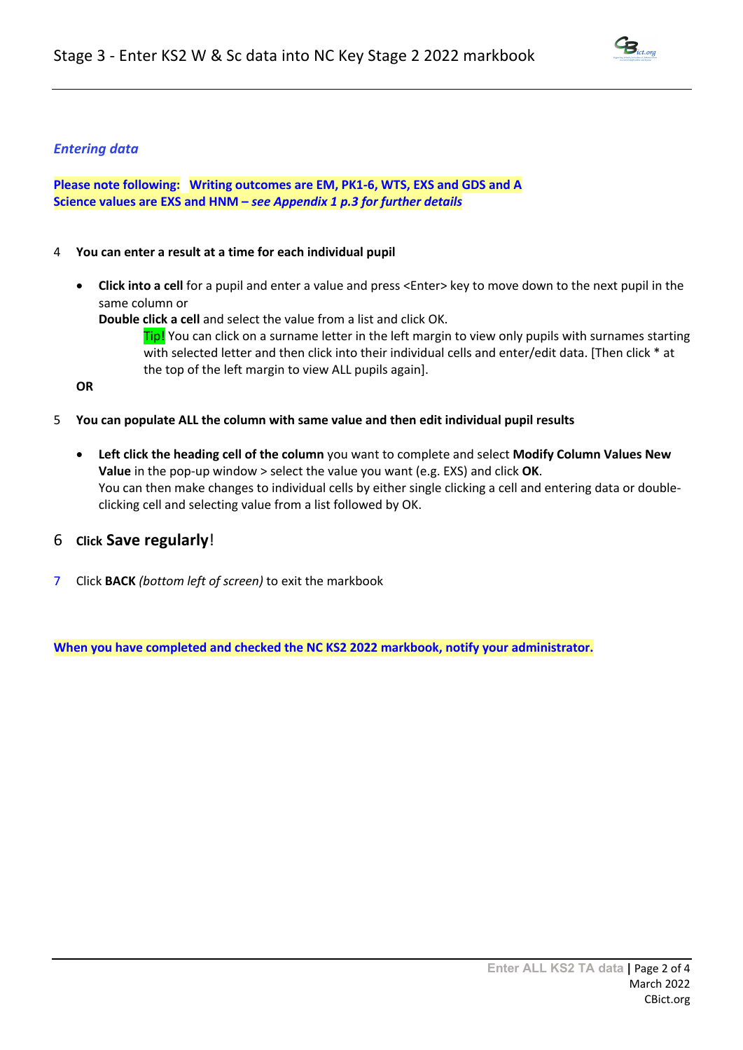### *Entering data*

**Please note following: Writing outcomes are EM, PK1-6, WTS, EXS and GDS and A**
**Science values are EXS and HNM –** ***see Appendix 1 p.3 for further details***

4 **You can enter a result at a time for each individual pupil**

- **Click into a cell** for a pupil and enter a value and press <Enter> key to move down to the next pupil in the same column or
  **Double click a cell** and select the value from a list and click OK.
  
  Tip! You can click on a surname letter in the left margin to view only pupils with surnames starting with selected letter and then click into their individual cells and enter/edit data. [Then click * at the top of the left margin to view ALL pupils again].

**OR**

5 **You can populate ALL the column with same value and then edit individual pupil results**

- **Left click the heading cell of the column** you want to complete and select **Modify Column Values New Value** in the pop-up window > select the value you want (e.g. EXS) and click **OK**.
  You can then make changes to individual cells by either single clicking a cell and entering data or double-clicking cell and selecting value from a list followed by OK.

6 **Click Save regularly**!

7 Click **BACK** *(bottom left of screen)* to exit the markbook

**When you have completed and checked the NC KS2 2022 markbook, notify your administrator.**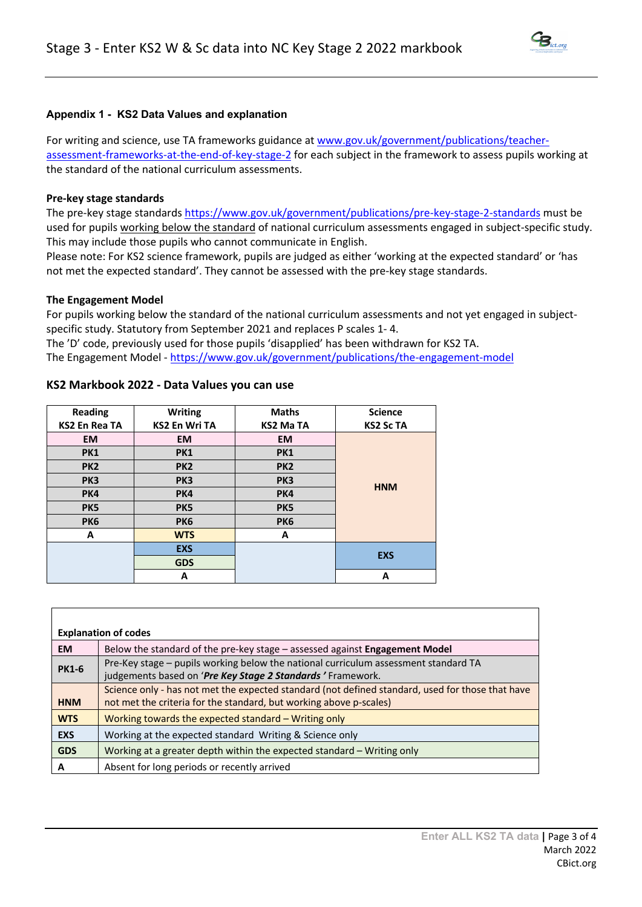### Appendix 1 - KS2 Data Values and explanation

For writing and science, use TA frameworks guidance at www.gov.uk/government/publications/teacher-assessment-frameworks-at-the-end-of-key-stage-2 for each subject in the framework to assess pupils working at the standard of the national curriculum assessments.

**Pre-key stage standards**

The pre-key stage standards https://www.gov.uk/government/publications/pre-key-stage-2-standards must be used for pupils working below the standard of national curriculum assessments engaged in subject-specific study. This may include those pupils who cannot communicate in English.

Please note: For KS2 science framework, pupils are judged as either 'working at the expected standard' or 'has not met the expected standard'. They cannot be assessed with the pre-key stage standards.

**The Engagement Model**

For pupils working below the standard of the national curriculum assessments and not yet engaged in subject-specific study. Statutory from September 2021 and replaces P scales 1- 4.

The 'D' code, previously used for those pupils 'disapplied' has been withdrawn for KS2 TA.

The Engagement Model - https://www.gov.uk/government/publications/the-engagement-model

**KS2 Markbook 2022 - Data Values you can use**

| Reading KS2 En Rea TA | Writing KS2 En Wri TA | Maths KS2 Ma TA | Science KS2 Sc TA |
|---|---|---|---|
| EM | EM | EM | HNM |
| PK1 | PK1 | PK1 | |
| PK2 | PK2 | PK2 | |
| PK3 | PK3 | PK3 | |
| PK4 | PK4 | PK4 | |
| PK5 | PK5 | PK5 | |
| PK6 | PK6 | PK6 | |
| A | WTS | A | |
| | EXS | | EXS |
| | GDS | | |
| | A | | A |

| Explanation of codes | |
|---|---|
| **EM** | Below the standard of the pre-key stage – assessed against **Engagement Model** |
| **PK1-6** | Pre-Key stage – pupils working below the national curriculum assessment standard TA judgements based on '***Pre Key Stage 2 Standards'*** Framework. |
| **HNM** | Science only - has not met the expected standard (not defined standard, used for those that have not met the criteria for the standard, but working above p-scales) |
| **WTS** | Working towards the expected standard – Writing only |
| **EXS** | Working at the expected standard Writing & Science only |
| **GDS** | Working at a greater depth within the expected standard – Writing only |
| **A** | Absent for long periods or recently arrived |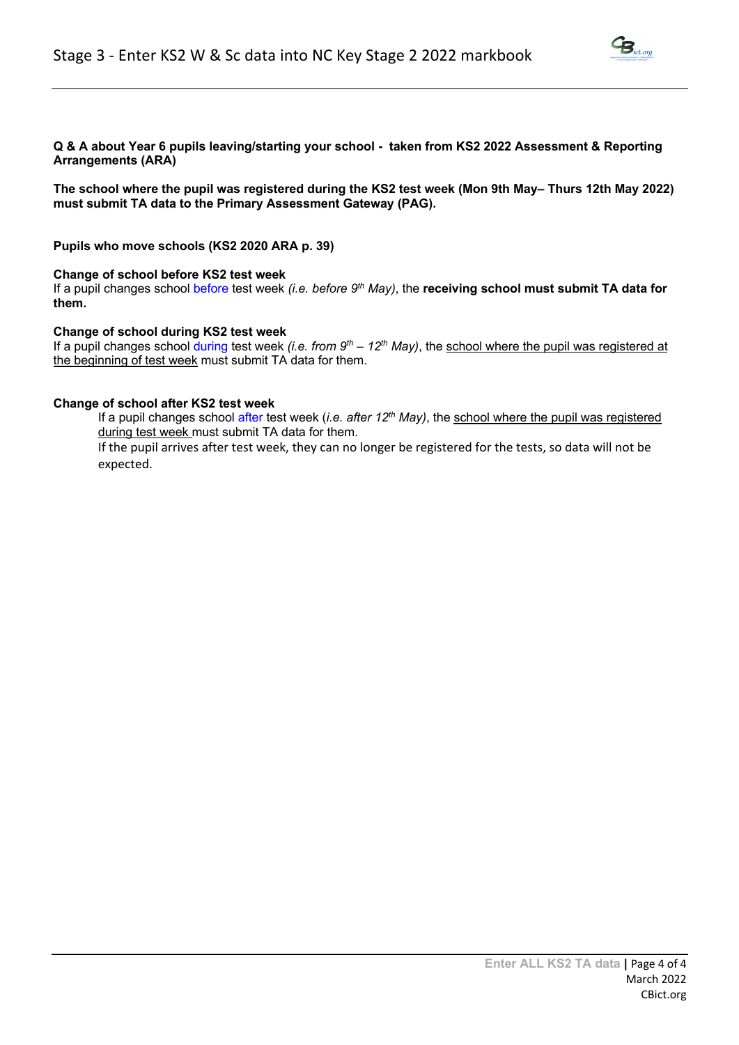**Q & A about Year 6 pupils leaving/starting your school - taken from KS2 2022 Assessment & Reporting Arrangements (ARA)**

**The school where the pupil was registered during the KS2 test week (Mon 9th May– Thurs 12th May 2022) must submit TA data to the Primary Assessment Gateway (PAG).**

**Pupils who move schools (KS2 2020 ARA p. 39)**

**Change of school before KS2 test week**

If a pupil changes school before test week *(i.e. before 9th May)*, the **receiving school must submit TA data for them.**

**Change of school during KS2 test week**

If a pupil changes school during test week *(i.e. from 9th – 12th May)*, the school where the pupil was registered at the beginning of test week must submit TA data for them.

**Change of school after KS2 test week**

If a pupil changes school after test week (*i.e. after 12th May)*, the school where the pupil was registered during test week must submit TA data for them.

If the pupil arrives after test week, they can no longer be registered for the tests, so data will not be expected.